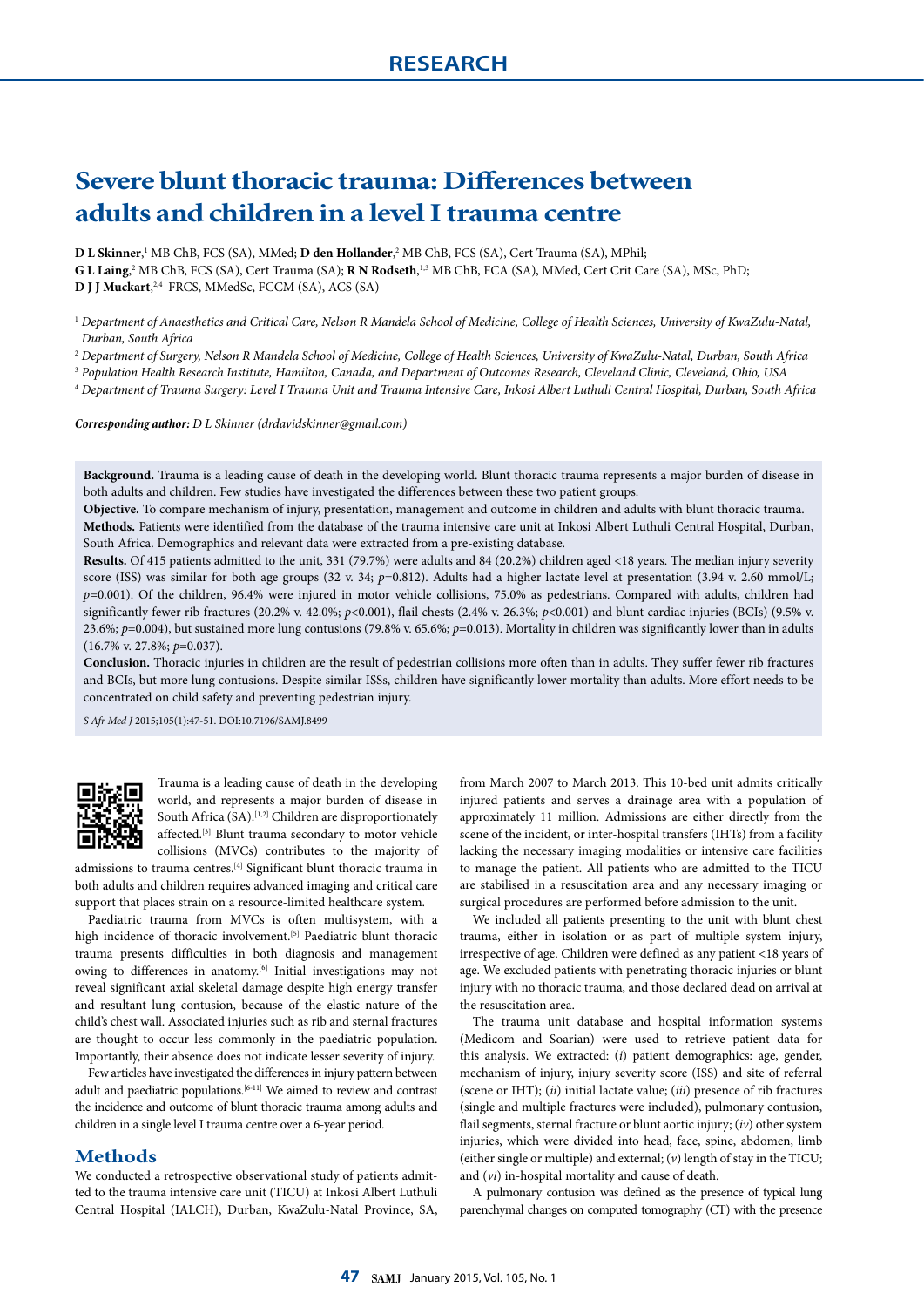RESEARCH

# Severe blunt thoracic trauma: Differences between adults and children in a level I trauma centre

**D L Skinner**,[1] MB ChB, FCS (SA), MMed; **D den Hollander**,[2] MB ChB, FCS (SA), Cert Trauma (SA), MPhil; **G L Laing**,[2] MB ChB, FCS (SA), Cert Trauma (SA); **R N Rodseth**,[1,3] MB ChB, FCA (SA), MMed, Cert Crit Care (SA), MSc, PhD; **D J J Muckart**,[2,4] FRCS, MMedSc, FCCM (SA), ACS (SA)

[1] *Department of Anaesthetics and Critical Care, Nelson R Mandela School of Medicine, College of Health Sciences, University of KwaZulu-Natal, Durban, South Africa*

[2] *Department of Surgery, Nelson R Mandela School of Medicine, College of Health Sciences, University of KwaZulu-Natal, Durban, South Africa*

[3] *Population Health Research Institute, Hamilton, Canada, and Department of Outcomes Research, Cleveland Clinic, Cleveland, Ohio, USA*

[4] *Department of Trauma Surgery: Level I Trauma Unit and Trauma Intensive Care, Inkosi Albert Luthuli Central Hospital, Durban, South Africa*

***Corresponding author:*** *D L Skinner (drdavidskinner@gmail.com)*

**Background.** Trauma is a leading cause of death in the developing world. Blunt thoracic trauma represents a major burden of disease in both adults and children. Few studies have investigated the differences between these two patient groups.

**Objective.** To compare mechanism of injury, presentation, management and outcome in children and adults with blunt thoracic trauma.

**Methods.** Patients were identified from the database of the trauma intensive care unit at Inkosi Albert Luthuli Central Hospital, Durban, South Africa. Demographics and relevant data were extracted from a pre-existing database.

**Results.** Of 415 patients admitted to the unit, 331 (79.7%) were adults and 84 (20.2%) children aged <18 years. The median injury severity score (ISS) was similar for both age groups (32 v. 34; $p$=0.812). Adults had a higher lactate level at presentation (3.94 v. 2.60 mmol/L; $p$=0.001). Of the children, 96.4% were injured in motor vehicle collisions, 75.0% as pedestrians. Compared with adults, children had significantly fewer rib fractures (20.2% v. 42.0%; $p$<0.001), flail chests (2.4% v. 26.3%; $p$<0.001) and blunt cardiac injuries (BCIs) (9.5% v. 23.6%; $p$=0.004), but sustained more lung contusions (79.8% v. 65.6%; $p$=0.013). Mortality in children was significantly lower than in adults (16.7% v. 27.8%; $p$=0.037).

**Conclusion.** Thoracic injuries in children are the result of pedestrian collisions more often than in adults. They suffer fewer rib fractures and BCIs, but more lung contusions. Despite similar ISSs, children have significantly lower mortality than adults. More effort needs to be concentrated on child safety and preventing pedestrian injury.

*S Afr Med J* 2015;105(1):47-51. DOI:10.7196/SAMJ.8499

Trauma is a leading cause of death in the developing world, and represents a major burden of disease in South Africa (SA).[1,2] Children are disproportionately affected.[3] Blunt trauma secondary to motor vehicle collisions (MVCs) contributes to the majority of admissions to trauma centres.[4] Significant blunt thoracic trauma in both adults and children requires advanced imaging and critical care support that places strain on a resource-limited healthcare system.

Paediatric trauma from MVCs is often multisystem, with a high incidence of thoracic involvement.[5] Paediatric blunt thoracic trauma presents difficulties in both diagnosis and management owing to differences in anatomy.[6] Initial investigations may not reveal significant axial skeletal damage despite high energy transfer and resultant lung contusion, because of the elastic nature of the child's chest wall. Associated injuries such as rib and sternal fractures are thought to occur less commonly in the paediatric population. Importantly, their absence does not indicate lesser severity of injury.

Few articles have investigated the differences in injury pattern between adult and paediatric populations.[6-11] We aimed to review and contrast the incidence and outcome of blunt thoracic trauma among adults and children in a single level I trauma centre over a 6-year period.

## Methods

We conducted a retrospective observational study of patients admitted to the trauma intensive care unit (TICU) at Inkosi Albert Luthuli Central Hospital (IALCH), Durban, KwaZulu-Natal Province, SA, from March 2007 to March 2013. This 10-bed unit admits critically injured patients and serves a drainage area with a population of approximately 11 million. Admissions are either directly from the scene of the incident, or inter-hospital transfers (IHTs) from a facility lacking the necessary imaging modalities or intensive care facilities to manage the patient. All patients who are admitted to the TICU are stabilised in a resuscitation area and any necessary imaging or surgical procedures are performed before admission to the unit.

We included all patients presenting to the unit with blunt chest trauma, either in isolation or as part of multiple system injury, irrespective of age. Children were defined as any patient <18 years of age. We excluded patients with penetrating thoracic injuries or blunt injury with no thoracic trauma, and those declared dead on arrival at the resuscitation area.

The trauma unit database and hospital information systems (Medicom and Soarian) were used to retrieve patient data for this analysis. We extracted: (*i*) patient demographics: age, gender, mechanism of injury, injury severity score (ISS) and site of referral (scene or IHT); (*ii*) initial lactate value; (*iii*) presence of rib fractures (single and multiple fractures were included), pulmonary contusion, flail segments, sternal fracture or blunt aortic injury; (*iv*) other system injuries, which were divided into head, face, spine, abdomen, limb (either single or multiple) and external; (*v*) length of stay in the TICU; and (*vi*) in-hospital mortality and cause of death.

A pulmonary contusion was defined as the presence of typical lung parenchymal changes on computed tomography (CT) with the presence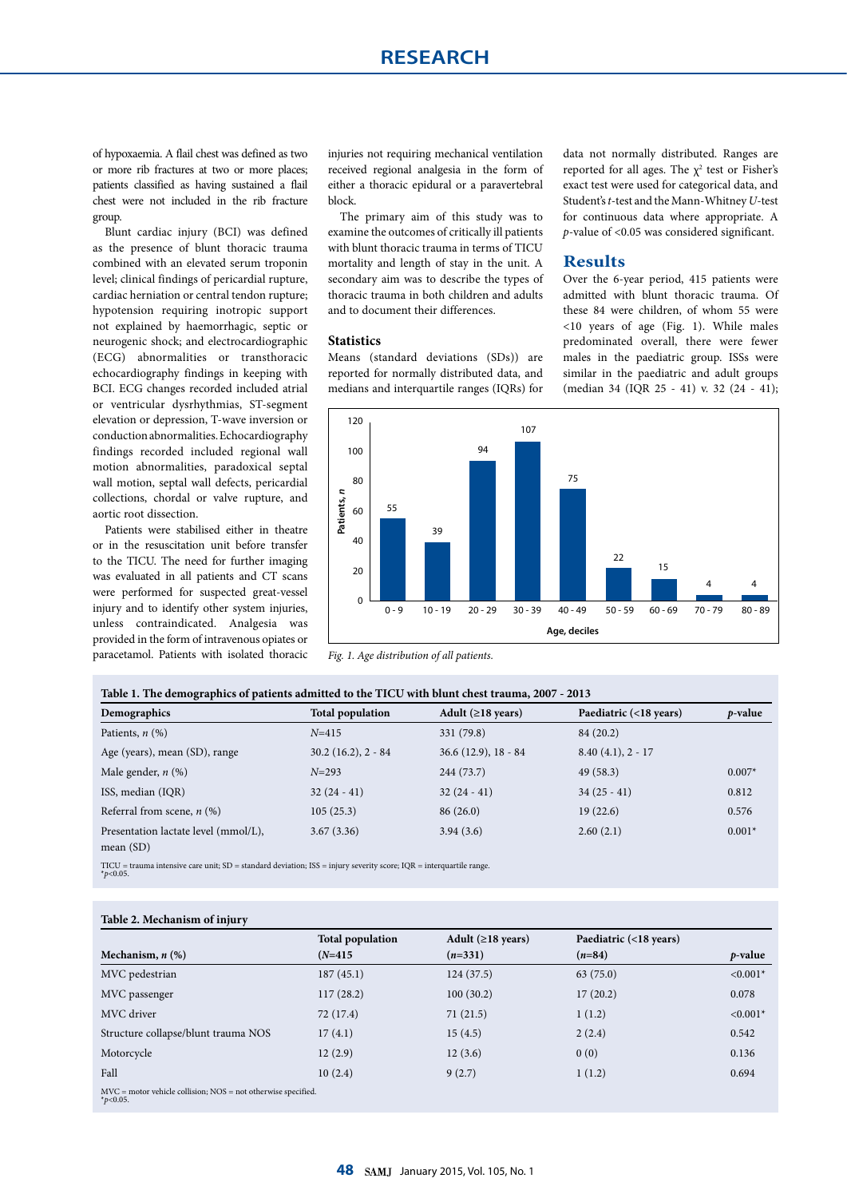of hypoxaemia. A flail chest was defined as two or more rib fractures at two or more places; patients classified as having sustained a flail chest were not included in the rib fracture group.

Blunt cardiac injury (BCI) was defined as the presence of blunt thoracic trauma combined with an elevated serum troponin level; clinical findings of pericardial rupture, cardiac herniation or central tendon rupture; hypotension requiring inotropic support not explained by haemorrhagic, septic or neurogenic shock; and electrocardiographic (ECG) abnormalities or transthoracic echocardiography findings in keeping with BCI. ECG changes recorded included atrial or ventricular dysrhythmias, ST-segment elevation or depression, T-wave inversion or conduction abnormalities. Echocardiography findings recorded included regional wall motion abnormalities, paradoxical septal wall motion, septal wall defects, pericardial collections, chordal or valve rupture, and aortic root dissection.

Patients were stabilised either in theatre or in the resuscitation unit before transfer to the TICU. The need for further imaging was evaluated in all patients and CT scans were performed for suspected great-vessel injury and to identify other system injuries, unless contraindicated. Analgesia was provided in the form of intravenous opiates or paracetamol. Patients with isolated thoracic injuries not requiring mechanical ventilation received regional analgesia in the form of either a thoracic epidural or a paravertebral block.

The primary aim of this study was to examine the outcomes of critically ill patients with blunt thoracic trauma in both children and adults in terms of TICU mortality and length of stay in the unit. A secondary aim was to describe the types of thoracic trauma in both children and adults and to document their differences.

### Statistics

Means (standard deviations (SDs)) are reported for normally distributed data, and medians and interquartile ranges (IQRs) for data not normally distributed. Ranges are reported for all ages. The $\chi^2$ test or Fisher's exact test were used for categorical data, and Student's *t*-test and the Mann-Whitney *U*-test for continuous data where appropriate. A *p*-value of <0.05 was considered significant.

## Results

Over the 6-year period, 415 patients were admitted with blunt thoracic trauma. Of these 84 were children, of whom 55 were <10 years of age (Fig. 1). While males predominated overall, there were fewer males in the paediatric group. ISSs were similar in the paediatric and adult groups (median 34 (IQR 25 - 41) v. 32 (24 - 41);

| Age, deciles | 0 - 9 | 10 - 19 | 20 - 29 | 30 - 39 | 40 - 49 | 50 - 59 | 60 - 69 | 70 - 79 | 80 - 89 |
|---|---|---|---|---|---|---|---|---|---|
| Patients, *n* | 55 | 39 | 94 | 107 | 75 | 22 | 15 | 4 | 4 |

*Fig. 1. Age distribution of all patients.*

**Table 1. The demographics of patients admitted to the TICU with blunt chest trauma, 2007 - 2013**

| Demographics | Total population | Adult (≥18 years) | Paediatric (<18 years) | *p*-value |
|---|---|---|---|---|
| Patients, *n* (%) | *N*=415 | 331 (79.8) | 84 (20.2) | |
| Age (years), mean (SD), range | 30.2 (16.2), 2 - 84 | 36.6 (12.9), 18 - 84 | 8.40 (4.1), 2 - 17 | |
| Male gender, *n* (%) | *N*=293 | 244 (73.7) | 49 (58.3) | 0.007* |
| ISS, median (IQR) | 32 (24 - 41) | 32 (24 - 41) | 34 (25 - 41) | 0.812 |
| Referral from scene, *n* (%) | 105 (25.3) | 86 (26.0) | 19 (22.6) | 0.576 |
| Presentation lactate level (mmol/L), mean (SD) | 3.67 (3.36) | 3.94 (3.6) | 2.60 (2.1) | 0.001* |

TICU = trauma intensive care unit; SD = standard deviation; ISS = injury severity score; IQR = interquartile range.
*$p<0.05$.

**Table 2. Mechanism of injury**

| Mechanism, *n* (%) | Total population (*N*=415 | Adult (≥18 years) (*n*=331) | Paediatric (<18 years) (*n*=84) | *p*-value |
|---|---|---|---|---|
| MVC pedestrian | 187 (45.1) | 124 (37.5) | 63 (75.0) | <0.001* |
| MVC passenger | 117 (28.2) | 100 (30.2) | 17 (20.2) | 0.078 |
| MVC driver | 72 (17.4) | 71 (21.5) | 1 (1.2) | <0.001* |
| Structure collapse/blunt trauma NOS | 17 (4.1) | 15 (4.5) | 2 (2.4) | 0.542 |
| Motorcycle | 12 (2.9) | 12 (3.6) | 0 (0) | 0.136 |
| Fall | 10 (2.4) | 9 (2.7) | 1 (1.2) | 0.694 |

MVC = motor vehicle collision; NOS = not otherwise specified.
*$p<0.05$.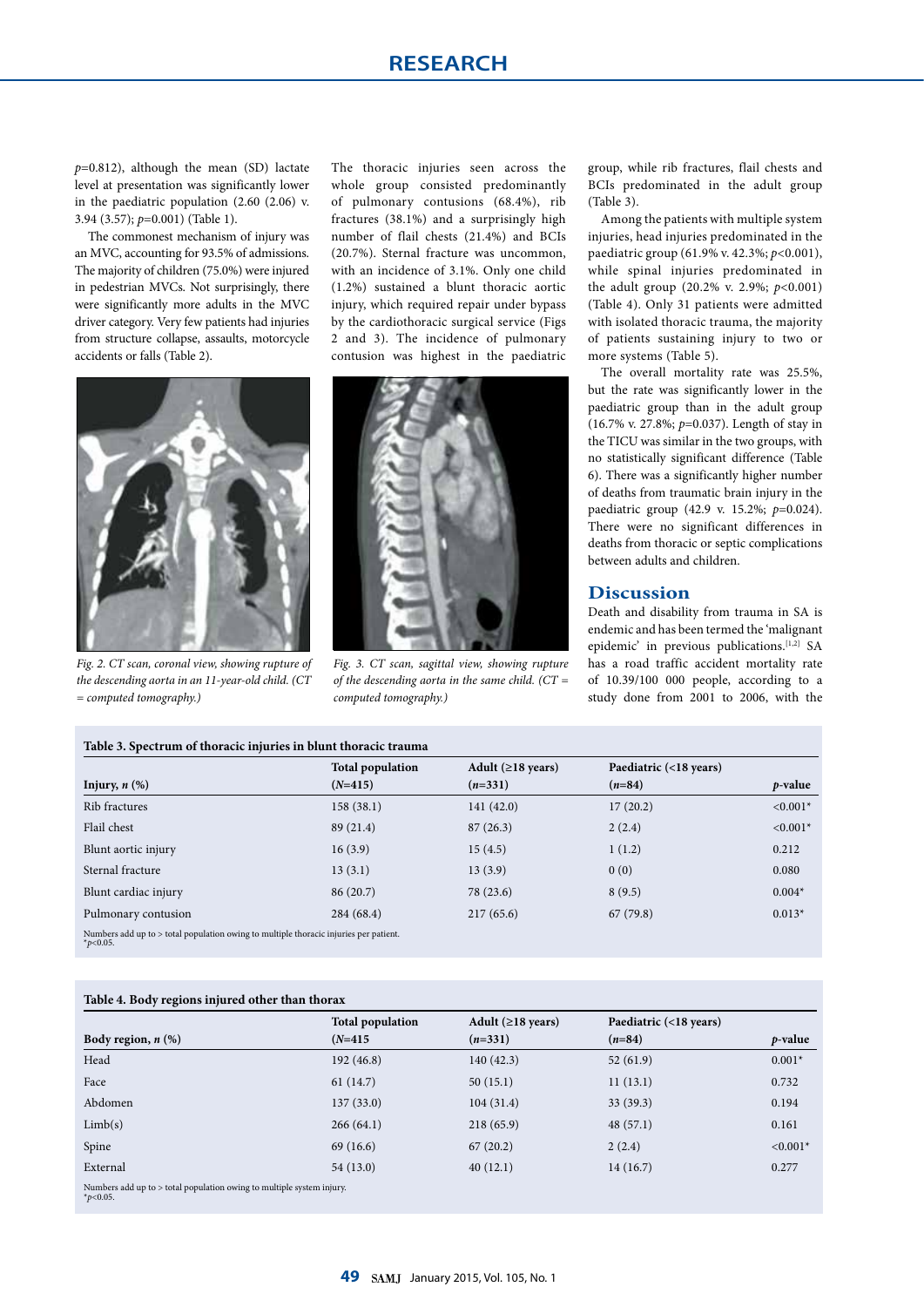$p$=0.812), although the mean (SD) lactate level at presentation was significantly lower in the paediatric population (2.60 (2.06) v. 3.94 (3.57); $p$=0.001) (Table 1).

The commonest mechanism of injury was an MVC, accounting for 93.5% of admissions. The majority of children (75.0%) were injured in pedestrian MVCs. Not surprisingly, there were significantly more adults in the MVC driver category. Very few patients had injuries from structure collapse, assaults, motorcycle accidents or falls (Table 2).

*Fig. 2. CT scan, coronal view, showing rupture of the descending aorta in an 11-year-old child. (CT = computed tomography.)*

The thoracic injuries seen across the whole group consisted predominantly of pulmonary contusions (68.4%), rib fractures (38.1%) and a surprisingly high number of flail chests (21.4%) and BCIs (20.7%). Sternal fracture was uncommon, with an incidence of 3.1%. Only one child (1.2%) sustained a blunt thoracic aortic injury, which required repair under bypass by the cardiothoracic surgical service (Figs 2 and 3). The incidence of pulmonary contusion was highest in the paediatric group, while rib fractures, flail chests and BCIs predominated in the adult group (Table 3).

*Fig. 3. CT scan, sagittal view, showing rupture of the descending aorta in the same child. (CT = computed tomography.)*

Among the patients with multiple system injuries, head injuries predominated in the paediatric group (61.9% v. 42.3%; $p$<0.001), while spinal injuries predominated in the adult group (20.2% v. 2.9%; $p$<0.001) (Table 4). Only 31 patients were admitted with isolated thoracic trauma, the majority of patients sustaining injury to two or more systems (Table 5).

The overall mortality rate was 25.5%, but the rate was significantly lower in the paediatric group than in the adult group (16.7% v. 27.8%; $p$=0.037). Length of stay in the TICU was similar in the two groups, with no statistically significant difference (Table 6). There was a significantly higher number of deaths from traumatic brain injury in the paediatric group (42.9 v. 15.2%; $p$=0.024). There were no significant differences in deaths from thoracic or septic complications between adults and children.

## Discussion

Death and disability from trauma in SA is endemic and has been termed the 'malignant epidemic' in previous publications.[1,2] SA has a road traffic accident mortality rate of 10.39/100 000 people, according to a study done from 2001 to 2006, with the

**Table 3. Spectrum of thoracic injuries in blunt thoracic trauma**

| Injury, *n* (%) | Total population (*N*=415) | Adult (≥18 years) (*n*=331) | Paediatric (<18 years) (*n*=84) | *p*-value |
|---|---|---|---|---|
| Rib fractures | 158 (38.1) | 141 (42.0) | 17 (20.2) | <0.001* |
| Flail chest | 89 (21.4) | 87 (26.3) | 2 (2.4) | <0.001* |
| Blunt aortic injury | 16 (3.9) | 15 (4.5) | 1 (1.2) | 0.212 |
| Sternal fracture | 13 (3.1) | 13 (3.9) | 0 (0) | 0.080 |
| Blunt cardiac injury | 86 (20.7) | 78 (23.6) | 8 (9.5) | 0.004* |
| Pulmonary contusion | 284 (68.4) | 217 (65.6) | 67 (79.8) | 0.013* |

Numbers add up to > total population owing to multiple thoracic injuries per patient.
*$p$<0.05.

**Table 4. Body regions injured other than thorax**

| Body region, *n* (%) | Total population (*N*=415 | Adult (≥18 years) (*n*=331) | Paediatric (<18 years) (*n*=84) | *p*-value |
|---|---|---|---|---|
| Head | 192 (46.8) | 140 (42.3) | 52 (61.9) | 0.001* |
| Face | 61 (14.7) | 50 (15.1) | 11 (13.1) | 0.732 |
| Abdomen | 137 (33.0) | 104 (31.4) | 33 (39.3) | 0.194 |
| Limb(s) | 266 (64.1) | 218 (65.9) | 48 (57.1) | 0.161 |
| Spine | 69 (16.6) | 67 (20.2) | 2 (2.4) | <0.001* |
| External | 54 (13.0) | 40 (12.1) | 14 (16.7) | 0.277 |

Numbers add up to > total population owing to multiple system injury.
*$p$<0.05.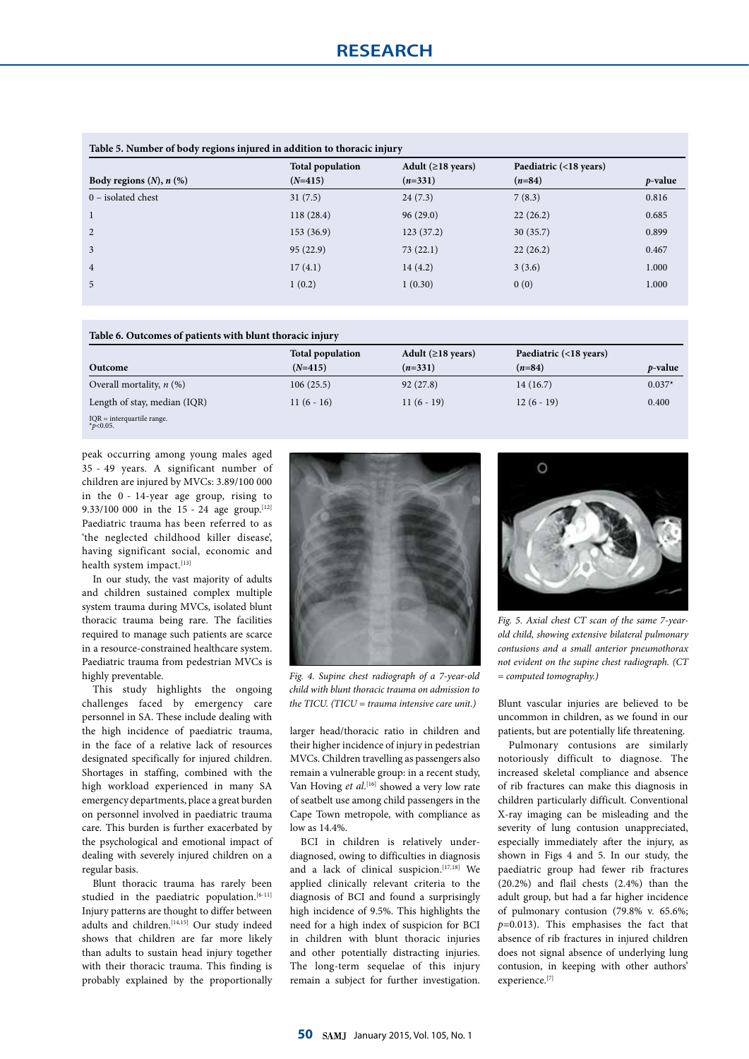**Table 5. Number of body regions injured in addition to thoracic injury**

| Body regions (*N*), *n* (%) | Total population (*N*=415) | Adult (≥18 years) (*n*=331) | Paediatric (<18 years) (*n*=84) | *p*-value |
|---|---|---|---|---|
| 0 – isolated chest | 31 (7.5) | 24 (7.3) | 7 (8.3) | 0.816 |
| 1 | 118 (28.4) | 96 (29.0) | 22 (26.2) | 0.685 |
| 2 | 153 (36.9) | 123 (37.2) | 30 (35.7) | 0.899 |
| 3 | 95 (22.9) | 73 (22.1) | 22 (26.2) | 0.467 |
| 4 | 17 (4.1) | 14 (4.2) | 3 (3.6) | 1.000 |
| 5 | 1 (0.2) | 1 (0.30) | 0 (0) | 1.000 |

**Table 6. Outcomes of patients with blunt thoracic injury**

| Outcome | Total population (*N*=415) | Adult (≥18 years) (*n*=331) | Paediatric (<18 years) (*n*=84) | *p*-value |
|---|---|---|---|---|
| Overall mortality, *n* (%) | 106 (25.5) | 92 (27.8) | 14 (16.7) | 0.037* |
| Length of stay, median (IQR) | 11 (6 - 16) | 11 (6 - 19) | 12 (6 - 19) | 0.400 |

IQR = interquartile range.
*$p$<0.05.

peak occurring among young males aged 35 - 49 years. A significant number of children are injured by MVCs: 3.89/100 000 in the 0 - 14-year age group, rising to 9.33/100 000 in the 15 - 24 age group.[12] Paediatric trauma has been referred to as 'the neglected childhood killer disease', having significant social, economic and health system impact.[13]

In our study, the vast majority of adults and children sustained complex multiple system trauma during MVCs, isolated blunt thoracic trauma being rare. The facilities required to manage such patients are scarce in a resource-constrained healthcare system. Paediatric trauma from pedestrian MVCs is highly preventable.

This study highlights the ongoing challenges faced by emergency care personnel in SA. These include dealing with the high incidence of paediatric trauma, in the face of a relative lack of resources designated specifically for injured children. Shortages in staffing, combined with the high workload experienced in many SA emergency departments, place a great burden on personnel involved in paediatric trauma care. This burden is further exacerbated by the psychological and emotional impact of dealing with severely injured children on a regular basis.

Blunt thoracic trauma has rarely been studied in the paediatric population.[6-11] Injury patterns are thought to differ between adults and children.[14,15] Our study indeed shows that children are far more likely than adults to sustain head injury together with their thoracic trauma. This finding is probably explained by the proportionally larger head/thoracic ratio in children and their higher incidence of injury in pedestrian MVCs. Children travelling as passengers also remain a vulnerable group: in a recent study, Van Hoving *et al.*[16] showed a very low rate of seatbelt use among child passengers in the Cape Town metropole, with compliance as low as 14.4%.

*Fig. 4. Supine chest radiograph of a 7-year-old child with blunt thoracic trauma on admission to the TICU. (TICU = trauma intensive care unit.)*

*Fig. 5. Axial chest CT scan of the same 7-year-old child, showing extensive bilateral pulmonary contusions and a small anterior pneumothorax not evident on the supine chest radiograph. (CT = computed tomography.)*

BCI in children is relatively under-diagnosed, owing to difficulties in diagnosis and a lack of clinical suspicion.[17,18] We applied clinically relevant criteria to the diagnosis of BCI and found a surprisingly high incidence of 9.5%. This highlights the need for a high index of suspicion for BCI in children with blunt thoracic injuries and other potentially distracting injuries. The long-term sequelae of this injury remain a subject for further investigation.

Blunt vascular injuries are believed to be uncommon in children, as we found in our patients, but are potentially life threatening.

Pulmonary contusions are similarly notoriously difficult to diagnose. The increased skeletal compliance and absence of rib fractures can make this diagnosis in children particularly difficult. Conventional X-ray imaging can be misleading and the severity of lung contusion unappreciated, especially immediately after the injury, as shown in Figs 4 and 5. In our study, the paediatric group had fewer rib fractures (20.2%) and flail chests (2.4%) than the adult group, but had a far higher incidence of pulmonary contusion (79.8% v. 65.6%; $p$=0.013). This emphasises the fact that absence of rib fractures in injured children does not signal absence of underlying lung contusion, in keeping with other authors' experience.[7]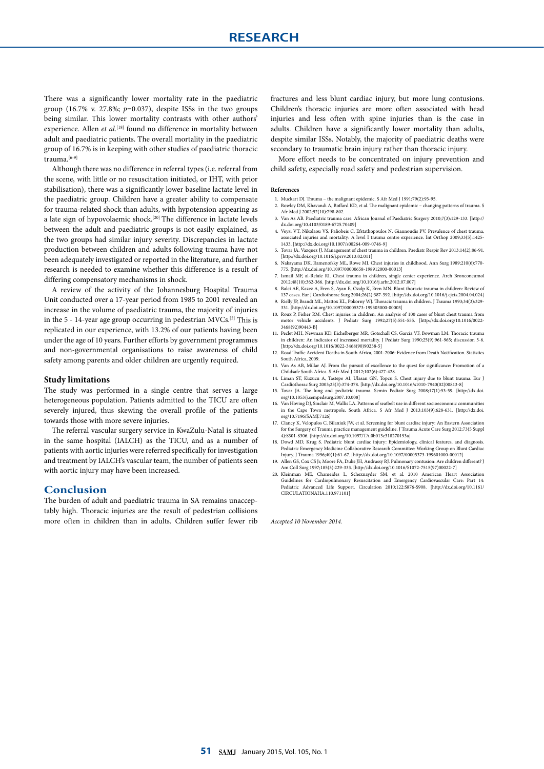There was a significantly lower mortality rate in the paediatric group (16.7% v. 27.8%; $p$=0.037), despite ISSs in the two groups being similar. This lower mortality contrasts with other authors' experience. Allen *et al.*[18] found no difference in mortality between adult and paediatric patients. The overall mortality in the paediatric group of 16.7% is in keeping with other studies of paediatric thoracic trauma.[6-9]

Although there was no difference in referral types (i.e. referral from the scene, with little or no resuscitation initiated, or IHT, with prior stabilisation), there was a significantly lower baseline lactate level in the paediatric group. Children have a greater ability to compensate for trauma-related shock than adults, with hypotension appearing as a late sign of hypovolaemic shock.[20] The difference in lactate levels between the adult and paediatric groups is not easily explained, as the two groups had similar injury severity. Discrepancies in lactate production between children and adults following trauma have not been adequately investigated or reported in the literature, and further research is needed to examine whether this difference is a result of differing compensatory mechanisms in shock.

A review of the activity of the Johannesburg Hospital Trauma Unit conducted over a 17-year period from 1985 to 2001 revealed an increase in the volume of paediatric trauma, the majority of injuries in the 5 - 14-year age group occurring in pedestrian MVCs.[2] This is replicated in our experience, with 13.2% of our patients having been under the age of 10 years. Further efforts by government programmes and non-governmental organisations to raise awareness of child safety among parents and older children are urgently required.

### Study limitations

The study was performed in a single centre that serves a large heterogeneous population. Patients admitted to the TICU are often severely injured, thus skewing the overall profile of the patients towards those with more severe injuries.

The referral vascular surgery service in KwaZulu-Natal is situated in the same hospital (IALCH) as the TICU, and as a number of patients with aortic injuries were referred specifically for investigation and treatment by IALCH's vascular team, the number of patients seen with aortic injury may have been increased.

## Conclusion

The burden of adult and paediatric trauma in SA remains unacceptably high. Thoracic injuries are the result of pedestrian collisions more often in children than in adults. Children suffer fewer rib fractures and less blunt cardiac injury, but more lung contusions. Children's thoracic injuries are more often associated with head injuries and less often with spine injuries than is the case in adults. Children have a significantly lower mortality than adults, despite similar ISSs. Notably, the majority of paediatric deaths were secondary to traumatic brain injury rather than thoracic injury.

More effort needs to be concentrated on injury prevention and child safety, especially road safety and pedestrian supervision.

#### References

1. Muckart DJ. Trauma – the malignant epidemic. S Afr Med J 1991;79(2):93-95.
2. Bowley DM, Khavandi A, Boffard KD, et al. The malignant epidemic – changing patterns of trauma. S Afr Med J 2002;92(10):798-802.
3. Van As AB. Paediatric trauma care. African Journal of Paediatric Surgery 2010;7(3):129-133. [http://dx.doi.org/10.4103/0189-6725.70409]
4. Veysi VT, Nikolaou VS, Paliobeis C, Efstathopoulos N, Giannoudis PV. Prevalence of chest trauma, associated injuries and mortality: A level I trauma centre experience. Int Orthop 2009;33(5):1425-1433. [http://dx.doi.org/10.1007/s00264-009-0746-9]
5. Tovar JA, Vazquez JJ. Management of chest trauma in children. Paediatr Respir Rev 2013;14(2):86-91. [http://dx.doi.org/10.1016/j.prrv.2013.02.011]
6. Nakayama DK, Ramenofsky ML, Rowe MI. Chest injuries in childhood. Ann Surg 1989;210(6):770-775. [http://dx.doi.org/10.1097/00000658-198912000-00013]
7. Ismail MF, al-Refaie RI. Chest trauma in children, single center experience. Arch Bronconeumol 2012;48(10):362-366. [http://dx.doi.org/10.1016/j.arbr.2012.07.007]
8. Balci AE, Kazez A, Eren S, Ayan E, Ozalp K, Eren MN. Blunt thoracic trauma in children: Review of 137 cases. Eur J Cardiothorac Surg 2004;26(2):387-392. [http://dx.doi.org/10.1016/j.ejcts.2004.04.024]
9. Rielly JP, Brandt ML, Mattox KL, Pokorny WJ. Thoracic trauma in children. J Trauma 1993;34(3):329-331. [http://dx.doi.org/10.1097/00005373-199303000-00003]
10. Roux P, Fisher RM. Chest injuries in children: An analysis of 100 cases of blunt chest trauma from motor vehicle accidents. J Pediatr Surg 1992;27(5):551-555. [http://dx.doi.org/10.1016/0022-3468(92)90443-B]
11. Peclet MH, Newman KD, Eichelberger MR, Gotschall CS, Garcia VF, Bowman LM. Thoracic trauma in children: An indicator of increased mortality. J Pediatr Surg 1990;25(9):961-965; discussion 5-6. [http://dx.doi.org/10.1016/0022-3468(90)90238-5]
12. Road Traffic Accident Deaths in South Africa, 2001-2006: Evidence from Death Notification. Statistics South Africa, 2009.
13. Van As AB, Millar AJ. From the pursuit of excellence to the quest for significance: Promotion of a Childsafe South Africa. S Afr Med J 2012;102(6):427-428.
14. Liman ST, Kuzucu A, Tastepe AI, Ulasan GN, Topcu S. Chest injury due to blunt trauma. Eur J Cardiothorac Surg 2003;23(3):374-378. [http://dx.doi.org/10.1016/s1010-7940(02)00813-8]
15. Tovar JA. The lung and pediatric trauma. Semin Pediatr Surg 2008;17(1):53-59. [http://dx.doi.org/10.1053/j.sempedsurg.2007.10.008]
16. Van Hoving DJ, Sinclair M, Wallis LA. Patterns of seatbelt use in different socioeconomic communities in the Cape Town metropole, South Africa. S Afr Med J 2013;103(9):628-631. [http://dx.doi.org/10.7196/SAMJ.7126]
17. Clancy K, Velopulos C, Bilaniuk JW, et al. Screening for blunt cardiac injury: An Eastern Association for the Surgery of Trauma practice management guideline. J Trauma Acute Care Surg 2012;73(5 Suppl 4):S301-S306. [http://dx.doi.org/10.1097/TA.0b013e318270193a]
18. Dowd MD, Krug S. Pediatric blunt cardiac injury: Epidemiology, clinical features, and diagnosis. Pediatric Emergency Medicine Collaborative Research Committee: Working Group on Blunt Cardiac Injury. J Trauma 1996;40(1):61-67. [http://dx.doi.org/10.1097/00005373-199601000-00012]
19. Allen GS, Cox CS Jr, Moore FA, Duke JH, Andrassy RJ. Pulmonary contusion: Are children different? J Am Coll Surg 1997;185(3):229-333. [http://dx.doi.org/10.1016/S1072-7515(97)00022-7]
20. Kleinman ME, Chameides L, Schexnayder SM, et al. 2010 American Heart Association Guidelines for Cardiopulmonary Resuscitation and Emergency Cardiovascular Care: Part 14: Pediatric Advanced Life Support. Circulation 2010;122:S876-S908. [http://dx.doi.org/10.1161/CIRCULATIONAHA.110.971101]

*Accepted 10 November 2014.*